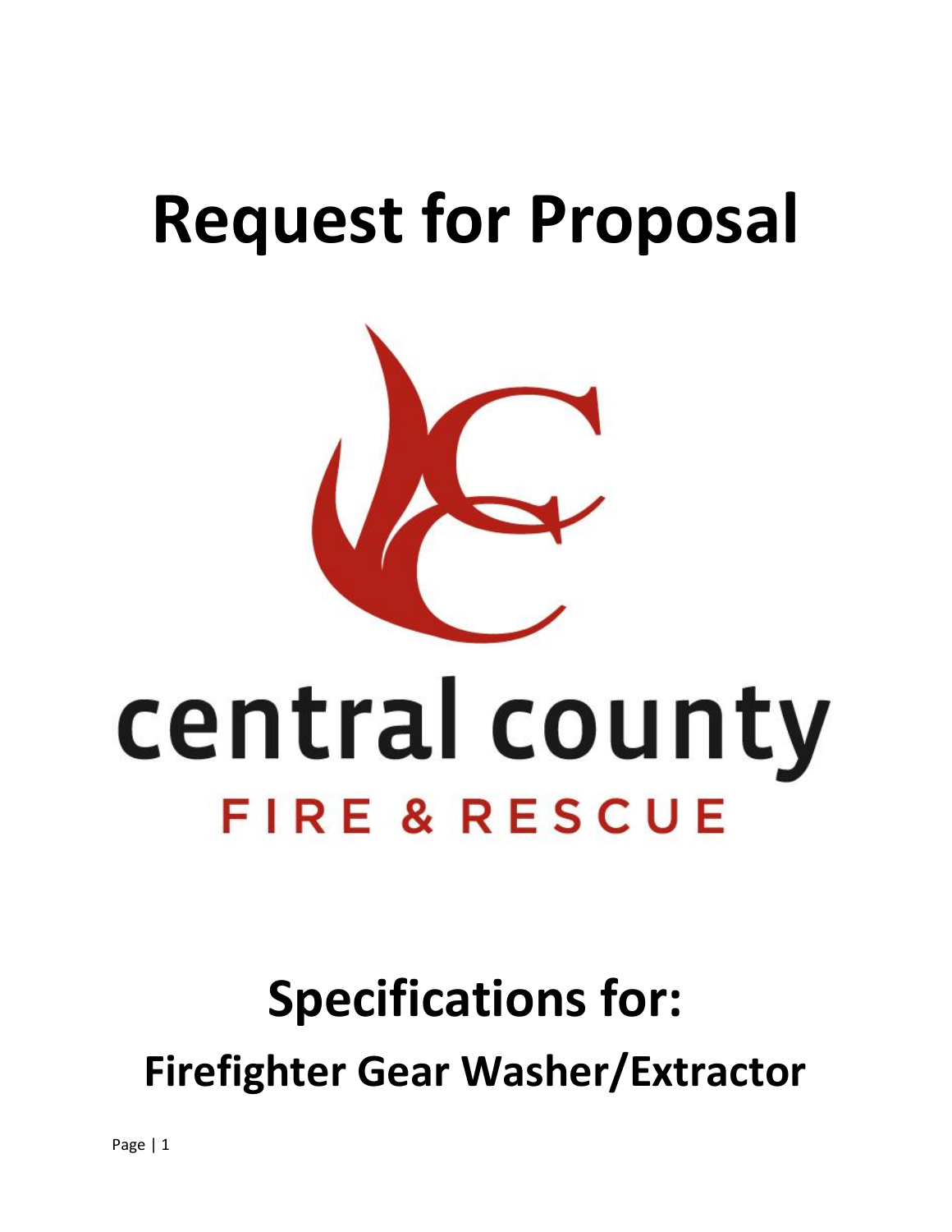# Request for Proposal

central county

FIRE & RESCUE

## Specifications for:

## Firefighter Gear Washer/Extractor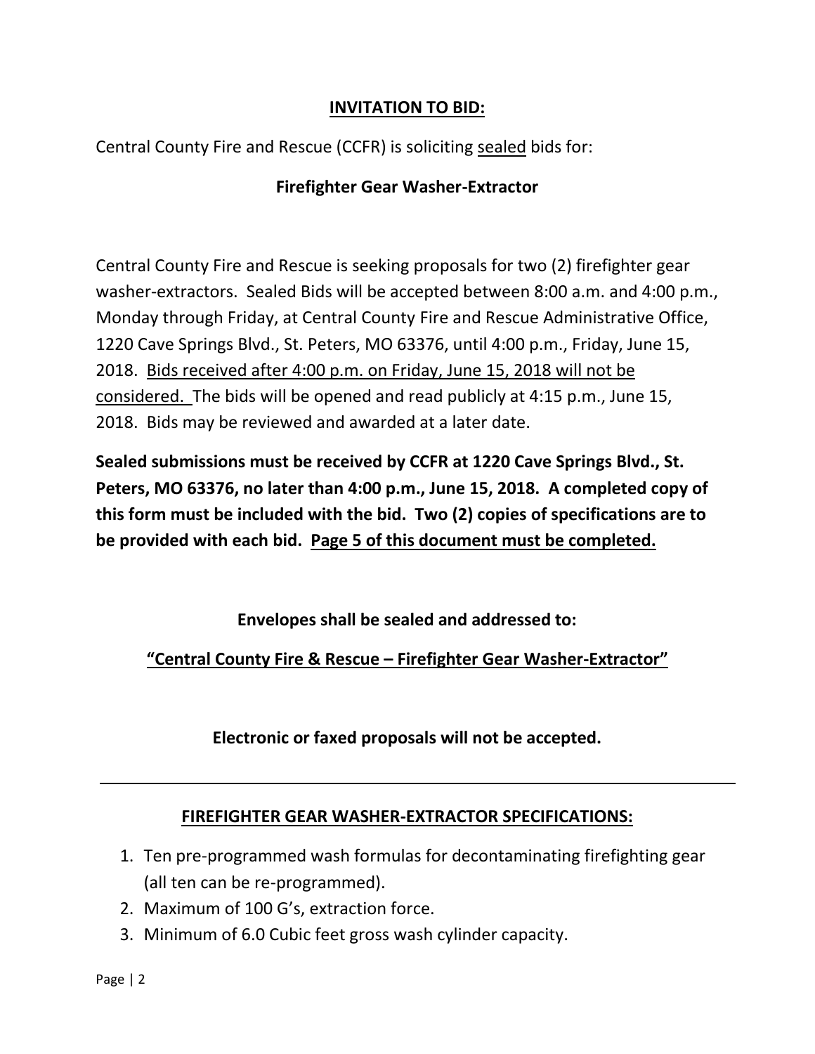## INVITATION TO BID:

Central County Fire and Rescue (CCFR) is soliciting sealed bids for:

**Firefighter Gear Washer-Extractor**

Central County Fire and Rescue is seeking proposals for two (2) firefighter gear washer-extractors. Sealed Bids will be accepted between 8:00 a.m. and 4:00 p.m., Monday through Friday, at Central County Fire and Rescue Administrative Office, 1220 Cave Springs Blvd., St. Peters, MO 63376, until 4:00 p.m., Friday, June 15, 2018. Bids received after 4:00 p.m. on Friday, June 15, 2018 will not be considered. The bids will be opened and read publicly at 4:15 p.m., June 15, 2018. Bids may be reviewed and awarded at a later date.

**Sealed submissions must be received by CCFR at 1220 Cave Springs Blvd., St. Peters, MO 63376, no later than 4:00 p.m., June 15, 2018. A completed copy of this form must be included with the bid. Two (2) copies of specifications are to be provided with each bid. Page 5 of this document must be completed.**

**Envelopes shall be sealed and addressed to:**

**"Central County Fire & Rescue – Firefighter Gear Washer-Extractor"**

**Electronic or faxed proposals will not be accepted.**

---

## FIREFIGHTER GEAR WASHER-EXTRACTOR SPECIFICATIONS:

1. Ten pre-programmed wash formulas for decontaminating firefighting gear (all ten can be re-programmed).
2. Maximum of 100 G's, extraction force.
3. Minimum of 6.0 Cubic feet gross wash cylinder capacity.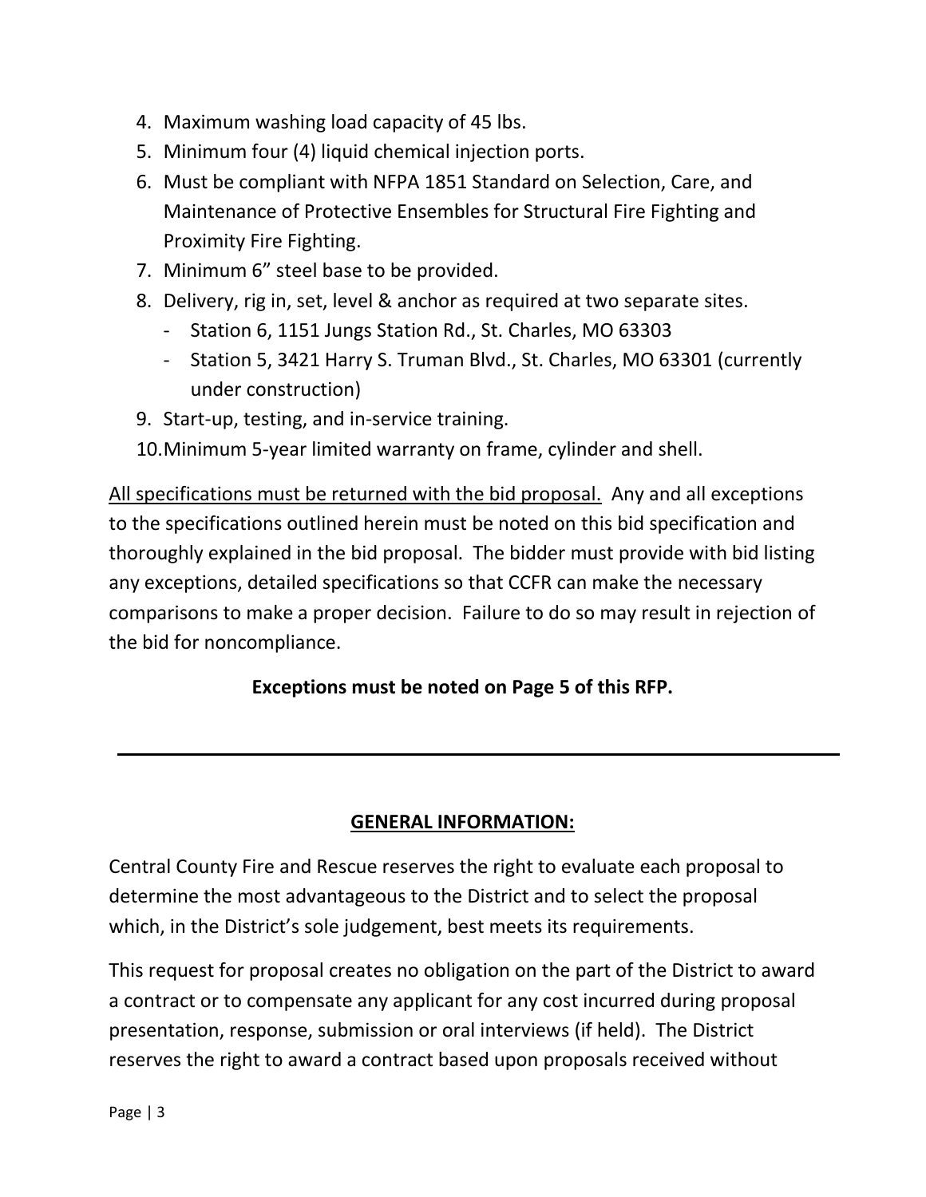4. Maximum washing load capacity of 45 lbs.
5. Minimum four (4) liquid chemical injection ports.
6. Must be compliant with NFPA 1851 Standard on Selection, Care, and Maintenance of Protective Ensembles for Structural Fire Fighting and Proximity Fire Fighting.
7. Minimum 6" steel base to be provided.
8. Delivery, rig in, set, level & anchor as required at two separate sites.
   - Station 6, 1151 Jungs Station Rd., St. Charles, MO 63303
   - Station 5, 3421 Harry S. Truman Blvd., St. Charles, MO 63301 (currently under construction)
9. Start-up, testing, and in-service training.
10. Minimum 5-year limited warranty on frame, cylinder and shell.

<u>All specifications must be returned with the bid proposal.</u> Any and all exceptions to the specifications outlined herein must be noted on this bid specification and thoroughly explained in the bid proposal. The bidder must provide with bid listing any exceptions, detailed specifications so that CCFR can make the necessary comparisons to make a proper decision. Failure to do so may result in rejection of the bid for noncompliance.

**Exceptions must be noted on Page 5 of this RFP.**

---

## GENERAL INFORMATION:

Central County Fire and Rescue reserves the right to evaluate each proposal to determine the most advantageous to the District and to select the proposal which, in the District's sole judgement, best meets its requirements.

This request for proposal creates no obligation on the part of the District to award a contract or to compensate any applicant for any cost incurred during proposal presentation, response, submission or oral interviews (if held). The District reserves the right to award a contract based upon proposals received without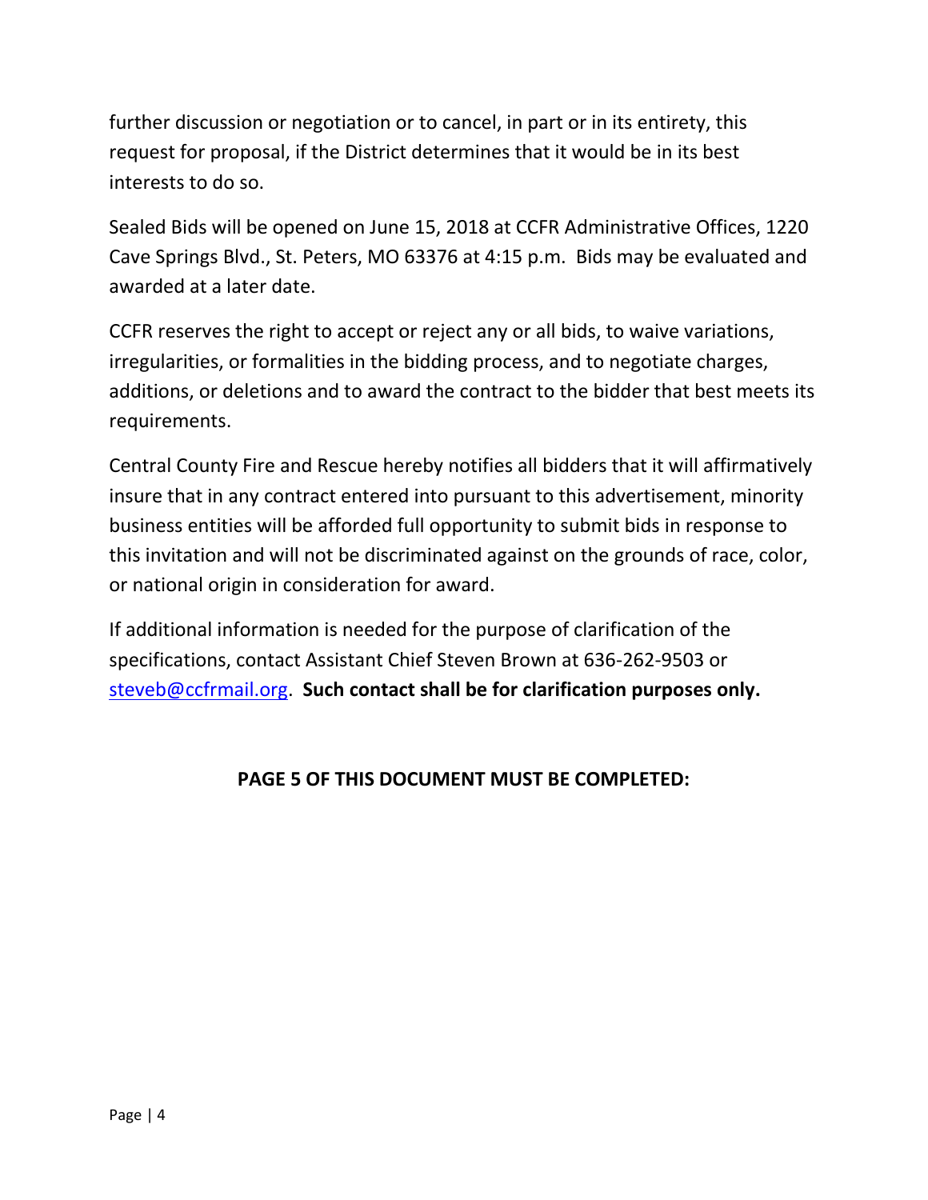further discussion or negotiation or to cancel, in part or in its entirety, this request for proposal, if the District determines that it would be in its best interests to do so.

Sealed Bids will be opened on June 15, 2018 at CCFR Administrative Offices, 1220 Cave Springs Blvd., St. Peters, MO 63376 at 4:15 p.m. Bids may be evaluated and awarded at a later date.

CCFR reserves the right to accept or reject any or all bids, to waive variations, irregularities, or formalities in the bidding process, and to negotiate charges, additions, or deletions and to award the contract to the bidder that best meets its requirements.

Central County Fire and Rescue hereby notifies all bidders that it will affirmatively insure that in any contract entered into pursuant to this advertisement, minority business entities will be afforded full opportunity to submit bids in response to this invitation and will not be discriminated against on the grounds of race, color, or national origin in consideration for award.

If additional information is needed for the purpose of clarification of the specifications, contact Assistant Chief Steven Brown at 636-262-9503 or steveb@ccfrmail.org. **Such contact shall be for clarification purposes only.**

**PAGE 5 OF THIS DOCUMENT MUST BE COMPLETED:**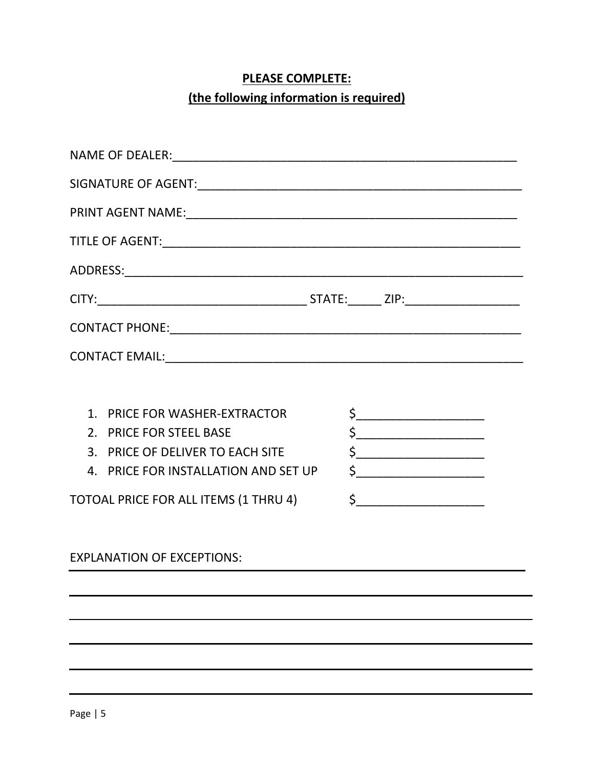**PLEASE COMPLETE:**
**(the following information is required)**

NAME OF DEALER:_____________________________________________________

SIGNATURE OF AGENT:_________________________________________________

PRINT AGENT NAME:___________________________________________________

TITLE OF AGENT:______________________________________________________

ADDRESS:____________________________________________________________

CITY:________________________________ STATE:_____ ZIP:_________________

CONTACT PHONE:______________________________________________________

CONTACT EMAIL:_______________________________________________________

1. PRICE FOR WASHER-EXTRACTOR $___________________
2. PRICE FOR STEEL BASE $___________________
3. PRICE OF DELIVER TO EACH SITE $___________________
4. PRICE FOR INSTALLATION AND SET UP $___________________

TOTOAL PRICE FOR ALL ITEMS (1 THRU 4) $___________________

EXPLANATION OF EXCEPTIONS: